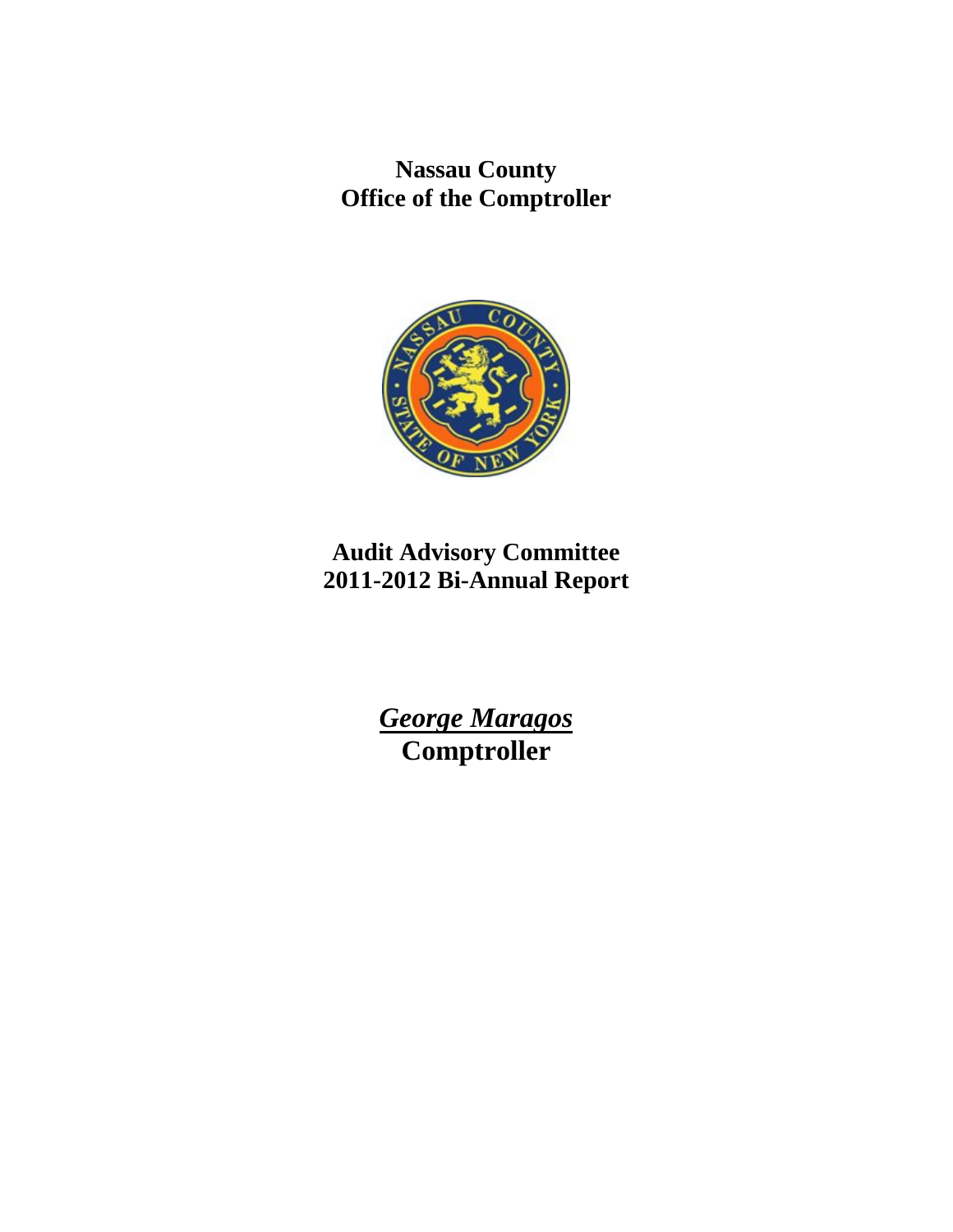# Nassau County
# Office of the Comptroller

# Audit Advisory Committee
# 2011-2012 Bi-Annual Report

***George Maragos***

**Comptroller**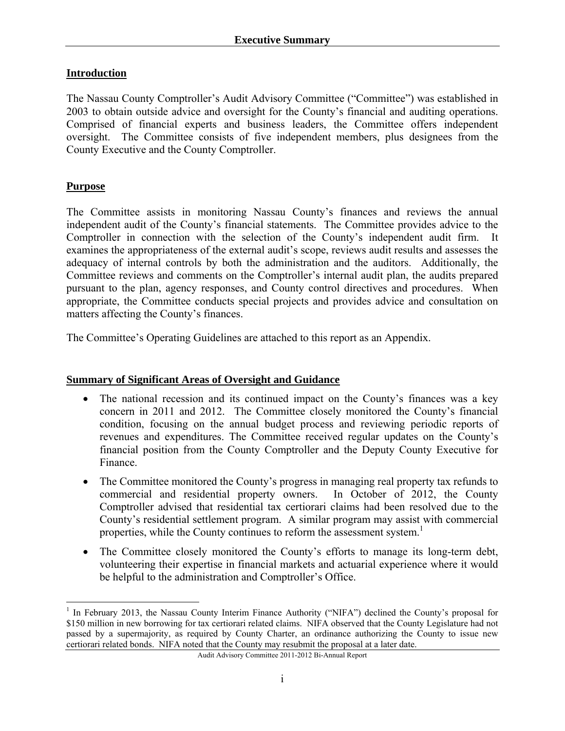# Executive Summary

## Introduction

The Nassau County Comptroller's Audit Advisory Committee ("Committee") was established in 2003 to obtain outside advice and oversight for the County's financial and auditing operations. Comprised of financial experts and business leaders, the Committee offers independent oversight. The Committee consists of five independent members, plus designees from the County Executive and the County Comptroller.

## Purpose

The Committee assists in monitoring Nassau County's finances and reviews the annual independent audit of the County's financial statements. The Committee provides advice to the Comptroller in connection with the selection of the County's independent audit firm. It examines the appropriateness of the external audit's scope, reviews audit results and assesses the adequacy of internal controls by both the administration and the auditors. Additionally, the Committee reviews and comments on the Comptroller's internal audit plan, the audits prepared pursuant to the plan, agency responses, and County control directives and procedures. When appropriate, the Committee conducts special projects and provides advice and consultation on matters affecting the County's finances.

The Committee's Operating Guidelines are attached to this report as an Appendix.

## Summary of Significant Areas of Oversight and Guidance

- The national recession and its continued impact on the County's finances was a key concern in 2011 and 2012. The Committee closely monitored the County's financial condition, focusing on the annual budget process and reviewing periodic reports of revenues and expenditures. The Committee received regular updates on the County's financial position from the County Comptroller and the Deputy County Executive for Finance.
- The Committee monitored the County's progress in managing real property tax refunds to commercial and residential property owners. In October of 2012, the County Comptroller advised that residential tax certiorari claims had been resolved due to the County's residential settlement program. A similar program may assist with commercial properties, while the County continues to reform the assessment system.[1]
- The Committee closely monitored the County's efforts to manage its long-term debt, volunteering their expertise in financial markets and actuarial experience where it would be helpful to the administration and Comptroller's Office.

[1] In February 2013, the Nassau County Interim Finance Authority ("NIFA") declined the County's proposal for $150 million in new borrowing for tax certiorari related claims. NIFA observed that the County Legislature had not passed by a supermajority, as required by County Charter, an ordinance authorizing the County to issue new certiorari related bonds. NIFA noted that the County may resubmit the proposal at a later date.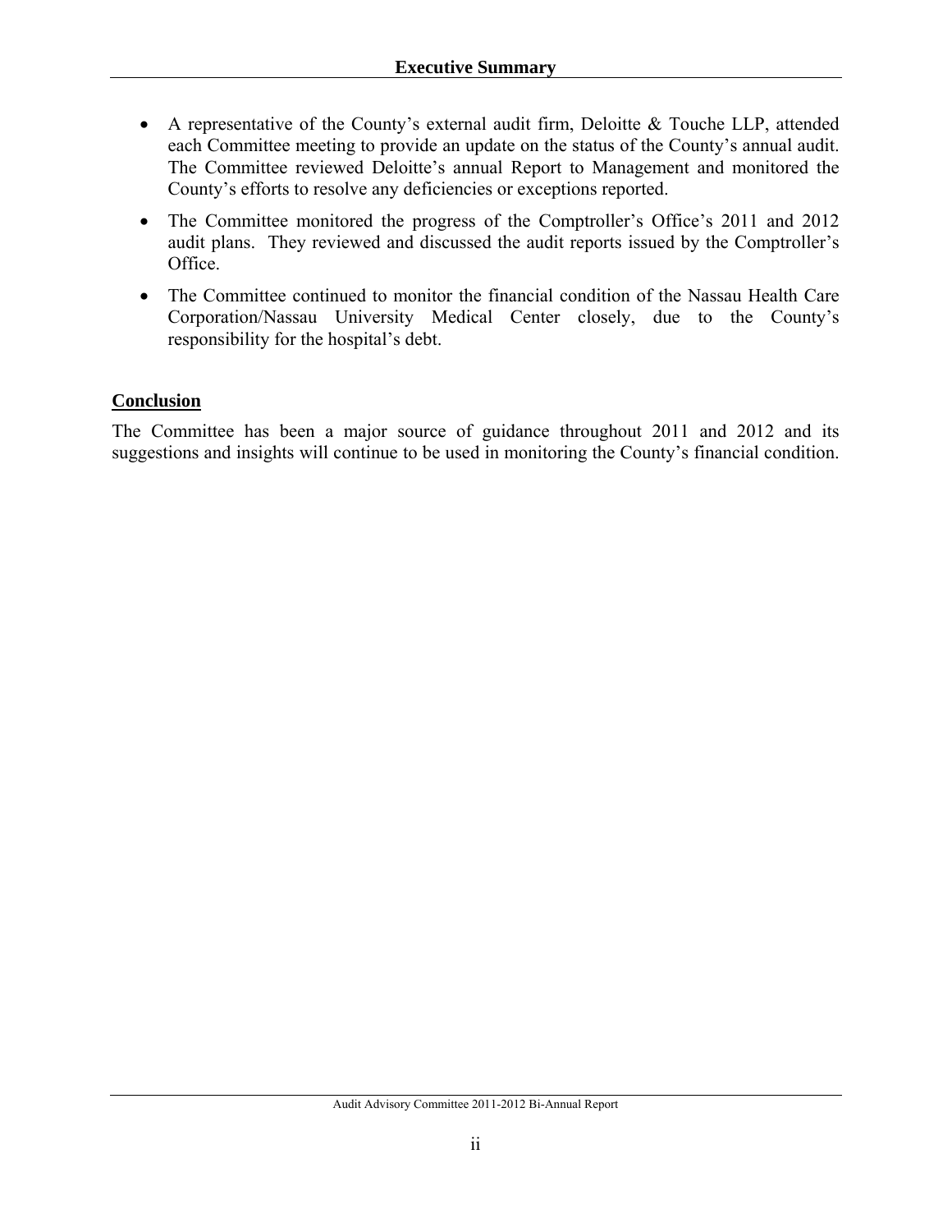- A representative of the County's external audit firm, Deloitte & Touche LLP, attended each Committee meeting to provide an update on the status of the County's annual audit. The Committee reviewed Deloitte's annual Report to Management and monitored the County's efforts to resolve any deficiencies or exceptions reported.
- The Committee monitored the progress of the Comptroller's Office's 2011 and 2012 audit plans. They reviewed and discussed the audit reports issued by the Comptroller's Office.
- The Committee continued to monitor the financial condition of the Nassau Health Care Corporation/Nassau University Medical Center closely, due to the County's responsibility for the hospital's debt.

## Conclusion

The Committee has been a major source of guidance throughout 2011 and 2012 and its suggestions and insights will continue to be used in monitoring the County's financial condition.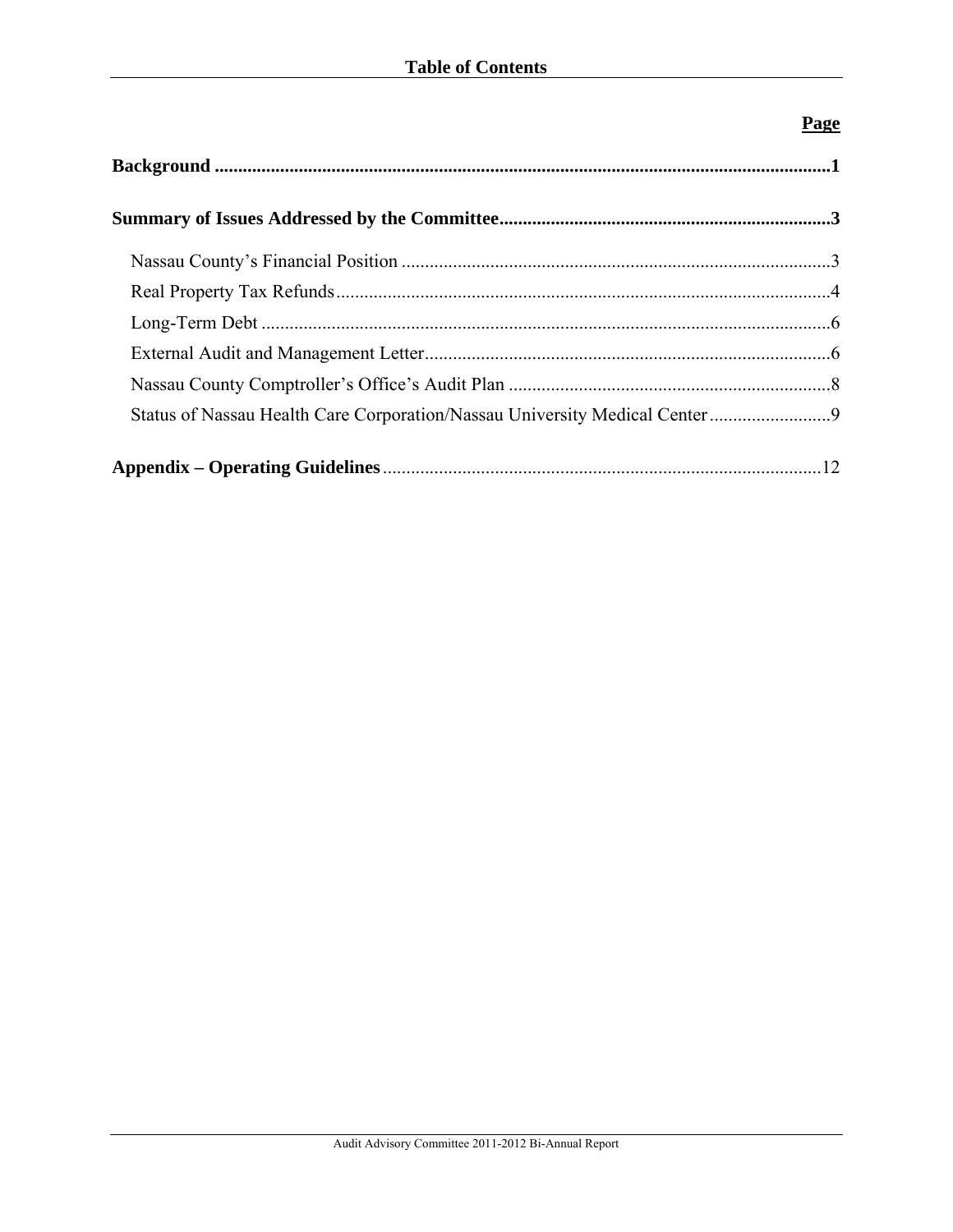# Table of Contents

| | **Page** |
|---|---|
| **Background** | **1** |
| **Summary of Issues Addressed by the Committee** | **3** |
| Nassau County's Financial Position | 3 |
| Real Property Tax Refunds | 4 |
| Long-Term Debt | 6 |
| External Audit and Management Letter | 6 |
| Nassau County Comptroller's Office's Audit Plan | 8 |
| Status of Nassau Health Care Corporation/Nassau University Medical Center | 9 |
| **Appendix – Operating Guidelines** | 12 |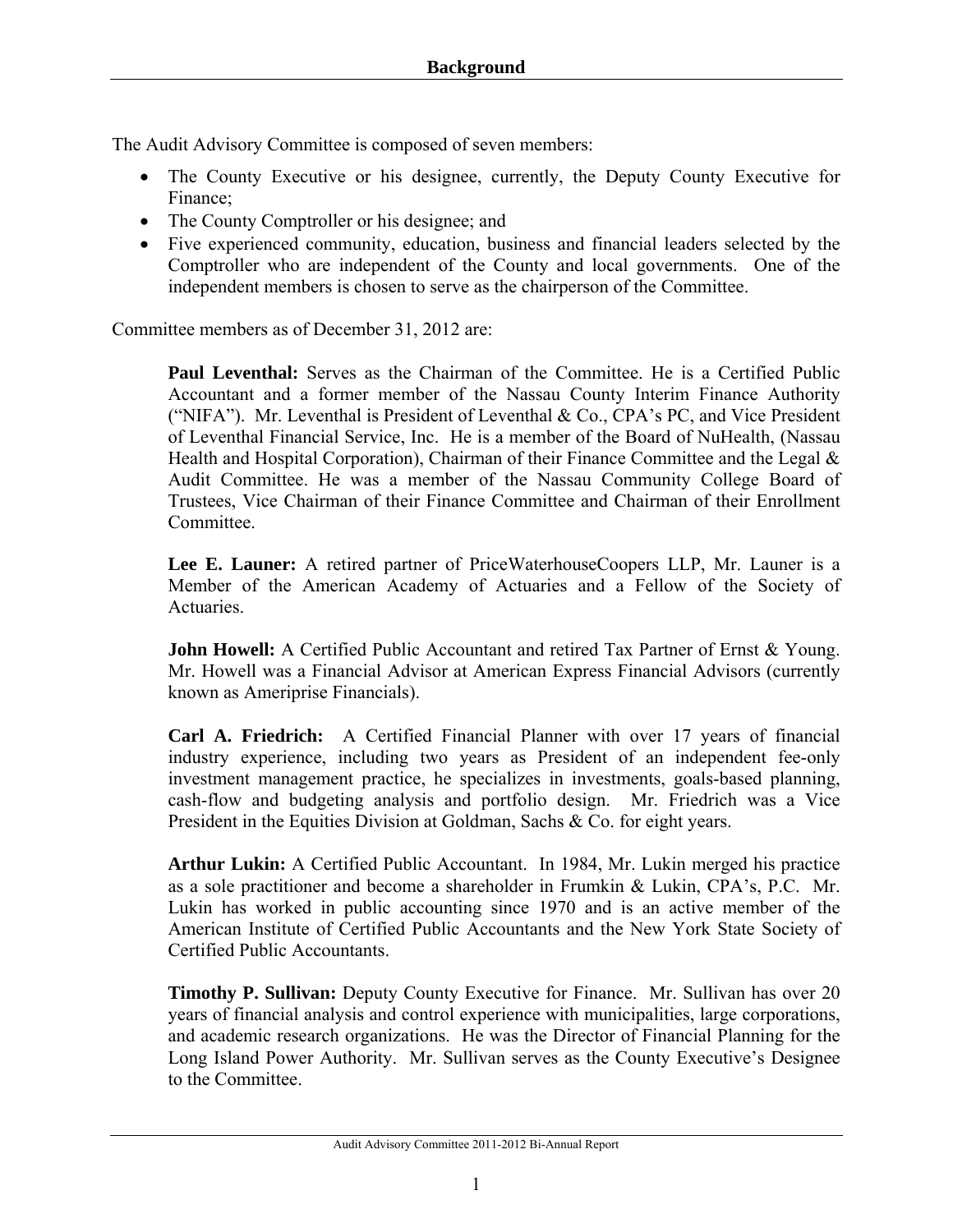## Background

The Audit Advisory Committee is composed of seven members:

- The County Executive or his designee, currently, the Deputy County Executive for Finance;
- The County Comptroller or his designee; and
- Five experienced community, education, business and financial leaders selected by the Comptroller who are independent of the County and local governments. One of the independent members is chosen to serve as the chairperson of the Committee.

Committee members as of December 31, 2012 are:

**Paul Leventhal:** Serves as the Chairman of the Committee. He is a Certified Public Accountant and a former member of the Nassau County Interim Finance Authority ("NIFA"). Mr. Leventhal is President of Leventhal & Co., CPA's PC, and Vice President of Leventhal Financial Service, Inc. He is a member of the Board of NuHealth, (Nassau Health and Hospital Corporation), Chairman of their Finance Committee and the Legal & Audit Committee. He was a member of the Nassau Community College Board of Trustees, Vice Chairman of their Finance Committee and Chairman of their Enrollment Committee.

**Lee E. Launer:** A retired partner of PriceWaterhouseCoopers LLP, Mr. Launer is a Member of the American Academy of Actuaries and a Fellow of the Society of Actuaries.

**John Howell:** A Certified Public Accountant and retired Tax Partner of Ernst & Young. Mr. Howell was a Financial Advisor at American Express Financial Advisors (currently known as Ameriprise Financials).

**Carl A. Friedrich:** A Certified Financial Planner with over 17 years of financial industry experience, including two years as President of an independent fee-only investment management practice, he specializes in investments, goals-based planning, cash-flow and budgeting analysis and portfolio design. Mr. Friedrich was a Vice President in the Equities Division at Goldman, Sachs & Co. for eight years.

**Arthur Lukin:** A Certified Public Accountant. In 1984, Mr. Lukin merged his practice as a sole practitioner and become a shareholder in Frumkin & Lukin, CPA's, P.C. Mr. Lukin has worked in public accounting since 1970 and is an active member of the American Institute of Certified Public Accountants and the New York State Society of Certified Public Accountants.

**Timothy P. Sullivan:** Deputy County Executive for Finance. Mr. Sullivan has over 20 years of financial analysis and control experience with municipalities, large corporations, and academic research organizations. He was the Director of Financial Planning for the Long Island Power Authority. Mr. Sullivan serves as the County Executive's Designee to the Committee.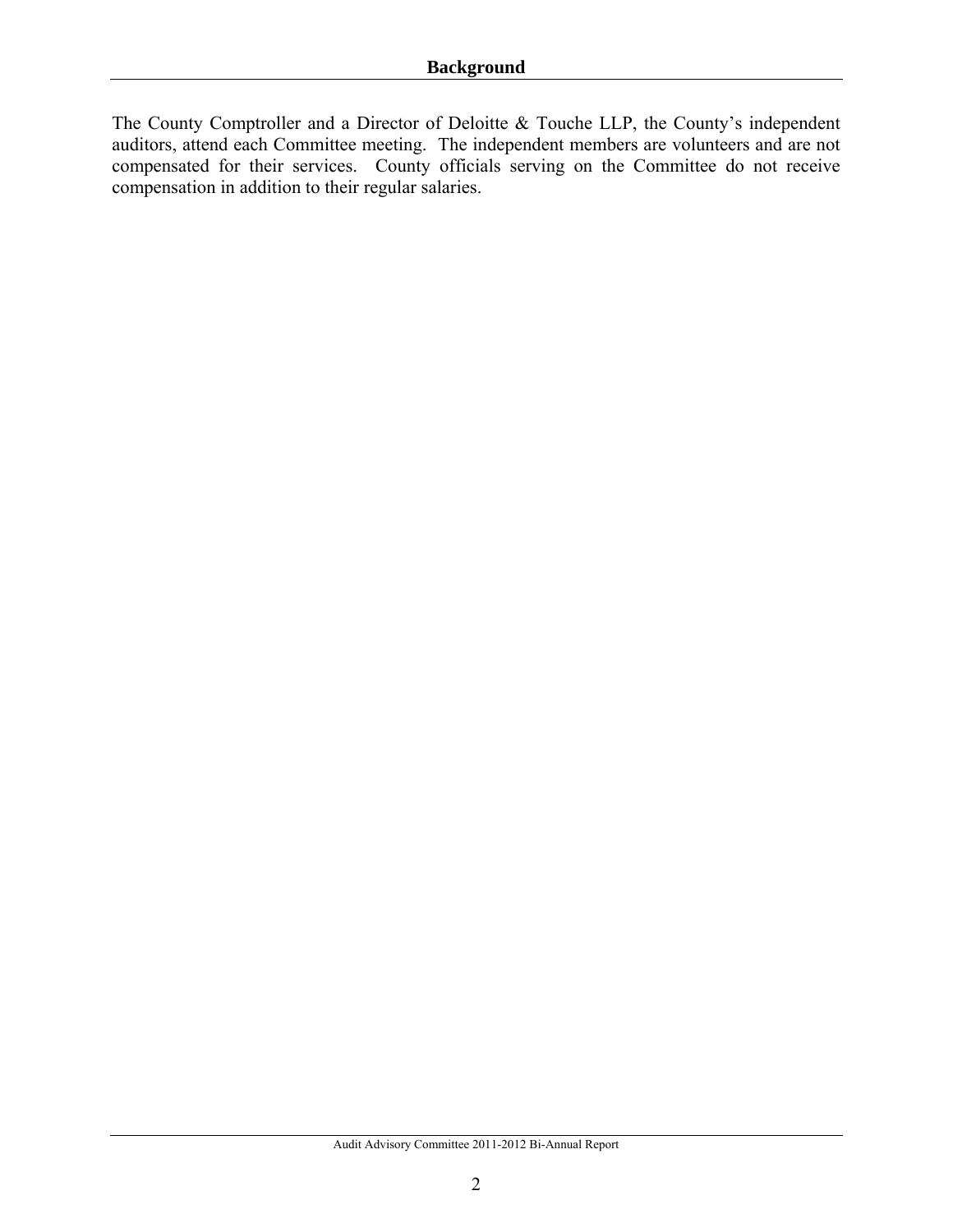## Background

The County Comptroller and a Director of Deloitte & Touche LLP, the County's independent auditors, attend each Committee meeting. The independent members are volunteers and are not compensated for their services. County officials serving on the Committee do not receive compensation in addition to their regular salaries.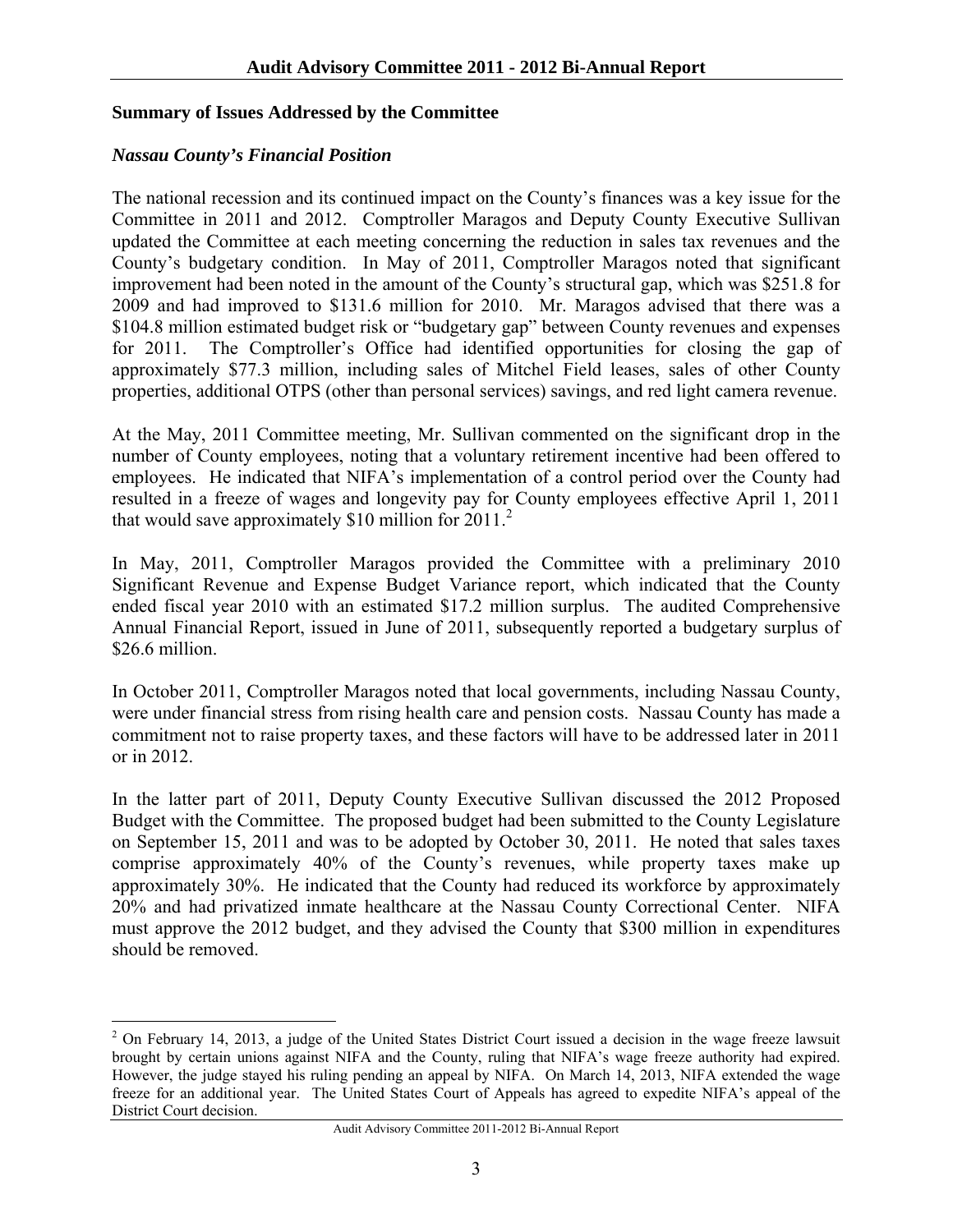## Summary of Issues Addressed by the Committee

### *Nassau County's Financial Position*

The national recession and its continued impact on the County's finances was a key issue for the Committee in 2011 and 2012. Comptroller Maragos and Deputy County Executive Sullivan updated the Committee at each meeting concerning the reduction in sales tax revenues and the County's budgetary condition. In May of 2011, Comptroller Maragos noted that significant improvement had been noted in the amount of the County's structural gap, which was $251.8 for 2009 and had improved to $131.6 million for 2010. Mr. Maragos advised that there was a $104.8 million estimated budget risk or "budgetary gap" between County revenues and expenses for 2011. The Comptroller's Office had identified opportunities for closing the gap of approximately $77.3 million, including sales of Mitchel Field leases, sales of other County properties, additional OTPS (other than personal services) savings, and red light camera revenue.

At the May, 2011 Committee meeting, Mr. Sullivan commented on the significant drop in the number of County employees, noting that a voluntary retirement incentive had been offered to employees. He indicated that NIFA's implementation of a control period over the County had resulted in a freeze of wages and longevity pay for County employees effective April 1, 2011 that would save approximately $10 million for 2011.[2]

In May, 2011, Comptroller Maragos provided the Committee with a preliminary 2010 Significant Revenue and Expense Budget Variance report, which indicated that the County ended fiscal year 2010 with an estimated $17.2 million surplus. The audited Comprehensive Annual Financial Report, issued in June of 2011, subsequently reported a budgetary surplus of $26.6 million.

In October 2011, Comptroller Maragos noted that local governments, including Nassau County, were under financial stress from rising health care and pension costs. Nassau County has made a commitment not to raise property taxes, and these factors will have to be addressed later in 2011 or in 2012.

In the latter part of 2011, Deputy County Executive Sullivan discussed the 2012 Proposed Budget with the Committee. The proposed budget had been submitted to the County Legislature on September 15, 2011 and was to be adopted by October 30, 2011. He noted that sales taxes comprise approximately 40% of the County's revenues, while property taxes make up approximately 30%. He indicated that the County had reduced its workforce by approximately 20% and had privatized inmate healthcare at the Nassau County Correctional Center. NIFA must approve the 2012 budget, and they advised the County that $300 million in expenditures should be removed.

---

[2] On February 14, 2013, a judge of the United States District Court issued a decision in the wage freeze lawsuit brought by certain unions against NIFA and the County, ruling that NIFA's wage freeze authority had expired. However, the judge stayed his ruling pending an appeal by NIFA. On March 14, 2013, NIFA extended the wage freeze for an additional year. The United States Court of Appeals has agreed to expedite NIFA's appeal of the District Court decision.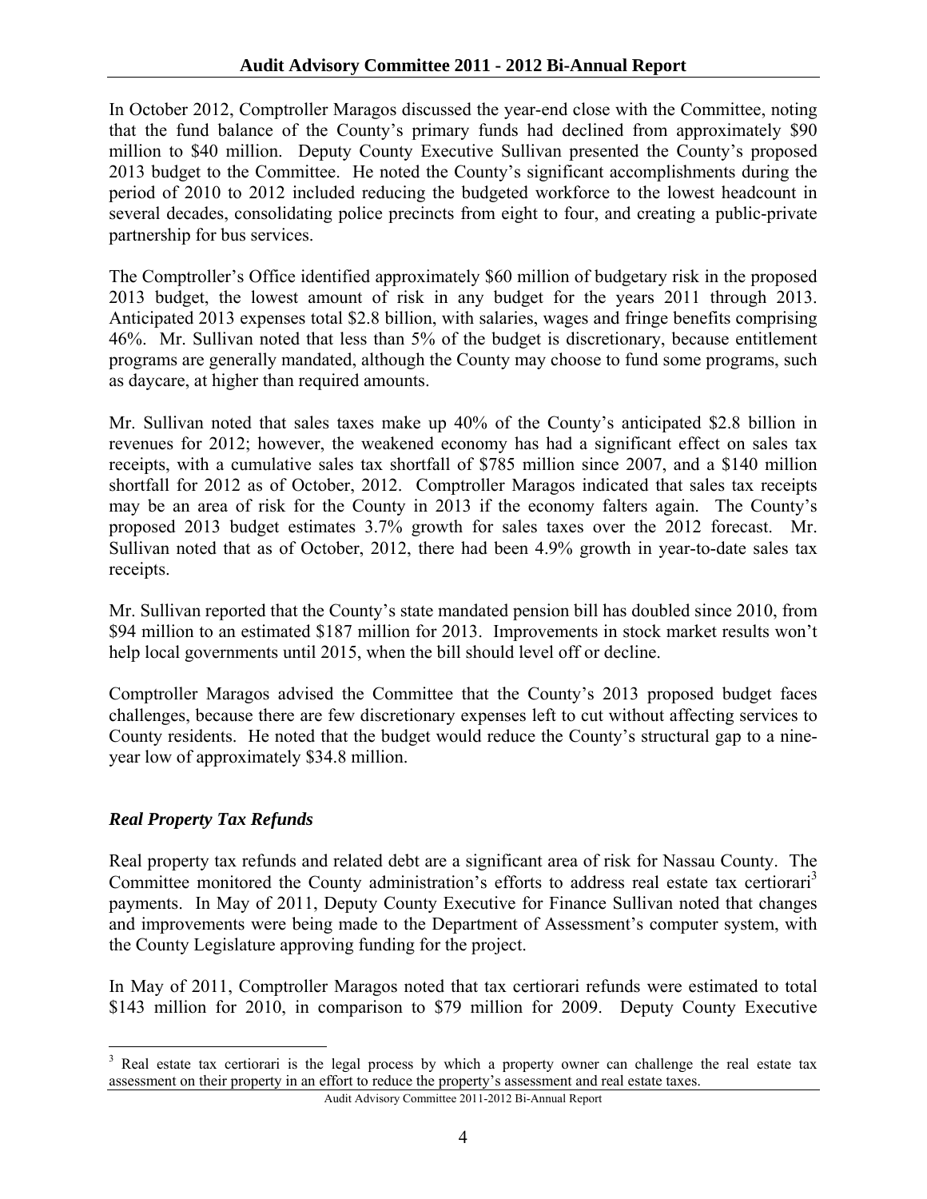In October 2012, Comptroller Maragos discussed the year-end close with the Committee, noting that the fund balance of the County's primary funds had declined from approximately $90 million to $40 million. Deputy County Executive Sullivan presented the County's proposed 2013 budget to the Committee. He noted the County's significant accomplishments during the period of 2010 to 2012 included reducing the budgeted workforce to the lowest headcount in several decades, consolidating police precincts from eight to four, and creating a public-private partnership for bus services.

The Comptroller's Office identified approximately $60 million of budgetary risk in the proposed 2013 budget, the lowest amount of risk in any budget for the years 2011 through 2013. Anticipated 2013 expenses total $2.8 billion, with salaries, wages and fringe benefits comprising 46%. Mr. Sullivan noted that less than 5% of the budget is discretionary, because entitlement programs are generally mandated, although the County may choose to fund some programs, such as daycare, at higher than required amounts.

Mr. Sullivan noted that sales taxes make up 40% of the County's anticipated $2.8 billion in revenues for 2012; however, the weakened economy has had a significant effect on sales tax receipts, with a cumulative sales tax shortfall of $785 million since 2007, and a $140 million shortfall for 2012 as of October, 2012. Comptroller Maragos indicated that sales tax receipts may be an area of risk for the County in 2013 if the economy falters again. The County's proposed 2013 budget estimates 3.7% growth for sales taxes over the 2012 forecast. Mr. Sullivan noted that as of October, 2012, there had been 4.9% growth in year-to-date sales tax receipts.

Mr. Sullivan reported that the County's state mandated pension bill has doubled since 2010, from $94 million to an estimated $187 million for 2013. Improvements in stock market results won't help local governments until 2015, when the bill should level off or decline.

Comptroller Maragos advised the Committee that the County's 2013 proposed budget faces challenges, because there are few discretionary expenses left to cut without affecting services to County residents. He noted that the budget would reduce the County's structural gap to a nine-year low of approximately $34.8 million.

### *Real Property Tax Refunds*

Real property tax refunds and related debt are a significant area of risk for Nassau County. The Committee monitored the County administration's efforts to address real estate tax certiorari[3] payments. In May of 2011, Deputy County Executive for Finance Sullivan noted that changes and improvements were being made to the Department of Assessment's computer system, with the County Legislature approving funding for the project.

In May of 2011, Comptroller Maragos noted that tax certiorari refunds were estimated to total $143 million for 2010, in comparison to $79 million for 2009. Deputy County Executive

[3] Real estate tax certiorari is the legal process by which a property owner can challenge the real estate tax assessment on their property in an effort to reduce the property's assessment and real estate taxes.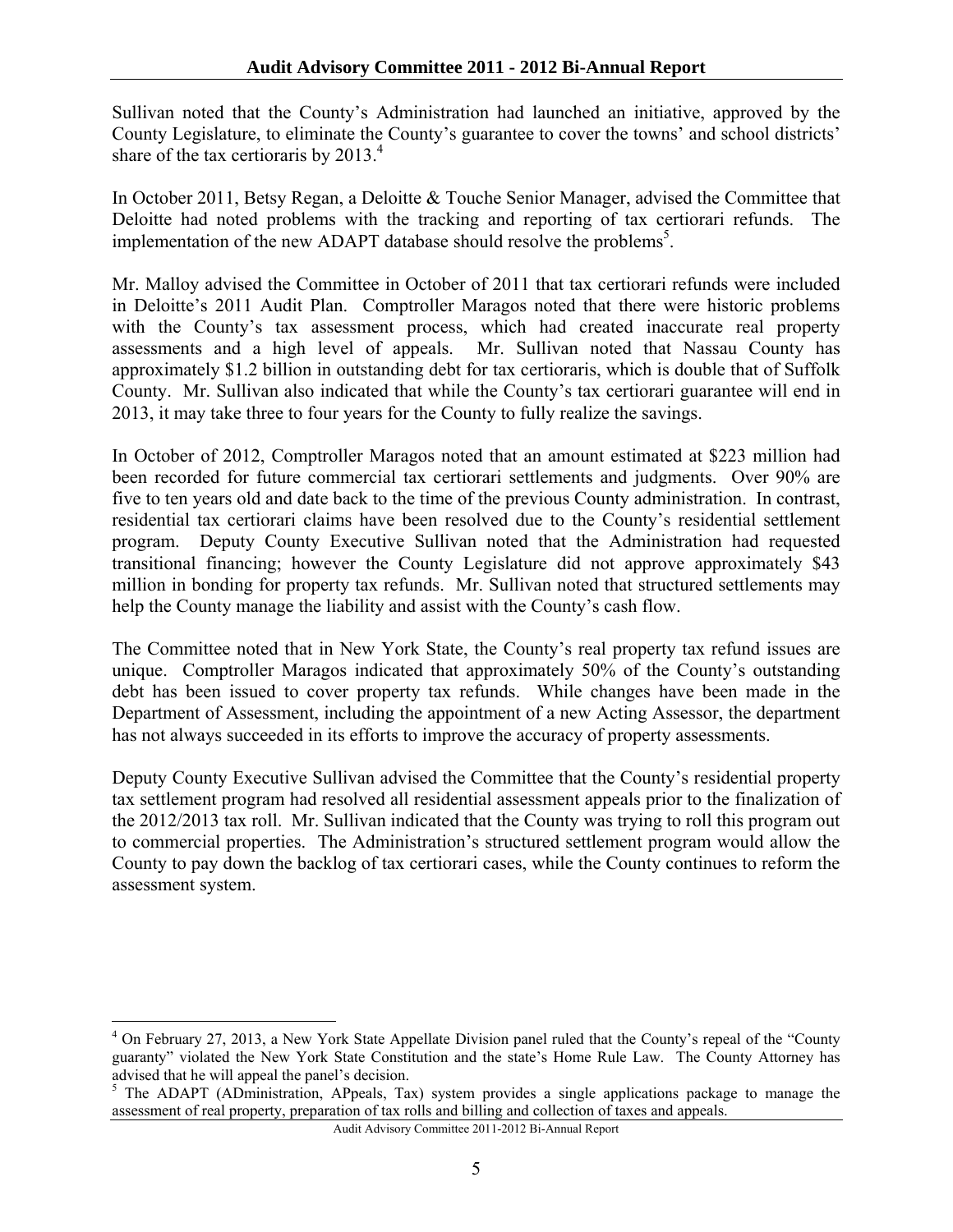Sullivan noted that the County's Administration had launched an initiative, approved by the County Legislature, to eliminate the County's guarantee to cover the towns' and school districts' share of the tax certioraris by 2013.[4]

In October 2011, Betsy Regan, a Deloitte & Touche Senior Manager, advised the Committee that Deloitte had noted problems with the tracking and reporting of tax certiorari refunds. The implementation of the new ADAPT database should resolve the problems[5].

Mr. Malloy advised the Committee in October of 2011 that tax certiorari refunds were included in Deloitte's 2011 Audit Plan. Comptroller Maragos noted that there were historic problems with the County's tax assessment process, which had created inaccurate real property assessments and a high level of appeals. Mr. Sullivan noted that Nassau County has approximately $1.2 billion in outstanding debt for tax certioraris, which is double that of Suffolk County. Mr. Sullivan also indicated that while the County's tax certiorari guarantee will end in 2013, it may take three to four years for the County to fully realize the savings.

In October of 2012, Comptroller Maragos noted that an amount estimated at $223 million had been recorded for future commercial tax certiorari settlements and judgments. Over 90% are five to ten years old and date back to the time of the previous County administration. In contrast, residential tax certiorari claims have been resolved due to the County's residential settlement program. Deputy County Executive Sullivan noted that the Administration had requested transitional financing; however the County Legislature did not approve approximately $43 million in bonding for property tax refunds. Mr. Sullivan noted that structured settlements may help the County manage the liability and assist with the County's cash flow.

The Committee noted that in New York State, the County's real property tax refund issues are unique. Comptroller Maragos indicated that approximately 50% of the County's outstanding debt has been issued to cover property tax refunds. While changes have been made in the Department of Assessment, including the appointment of a new Acting Assessor, the department has not always succeeded in its efforts to improve the accuracy of property assessments.

Deputy County Executive Sullivan advised the Committee that the County's residential property tax settlement program had resolved all residential assessment appeals prior to the finalization of the 2012/2013 tax roll. Mr. Sullivan indicated that the County was trying to roll this program out to commercial properties. The Administration's structured settlement program would allow the County to pay down the backlog of tax certiorari cases, while the County continues to reform the assessment system.

---

[4] On February 27, 2013, a New York State Appellate Division panel ruled that the County's repeal of the "County guaranty" violated the New York State Constitution and the state's Home Rule Law. The County Attorney has advised that he will appeal the panel's decision.

[5] The ADAPT (ADministration, APpeals, Tax) system provides a single applications package to manage the assessment of real property, preparation of tax rolls and billing and collection of taxes and appeals.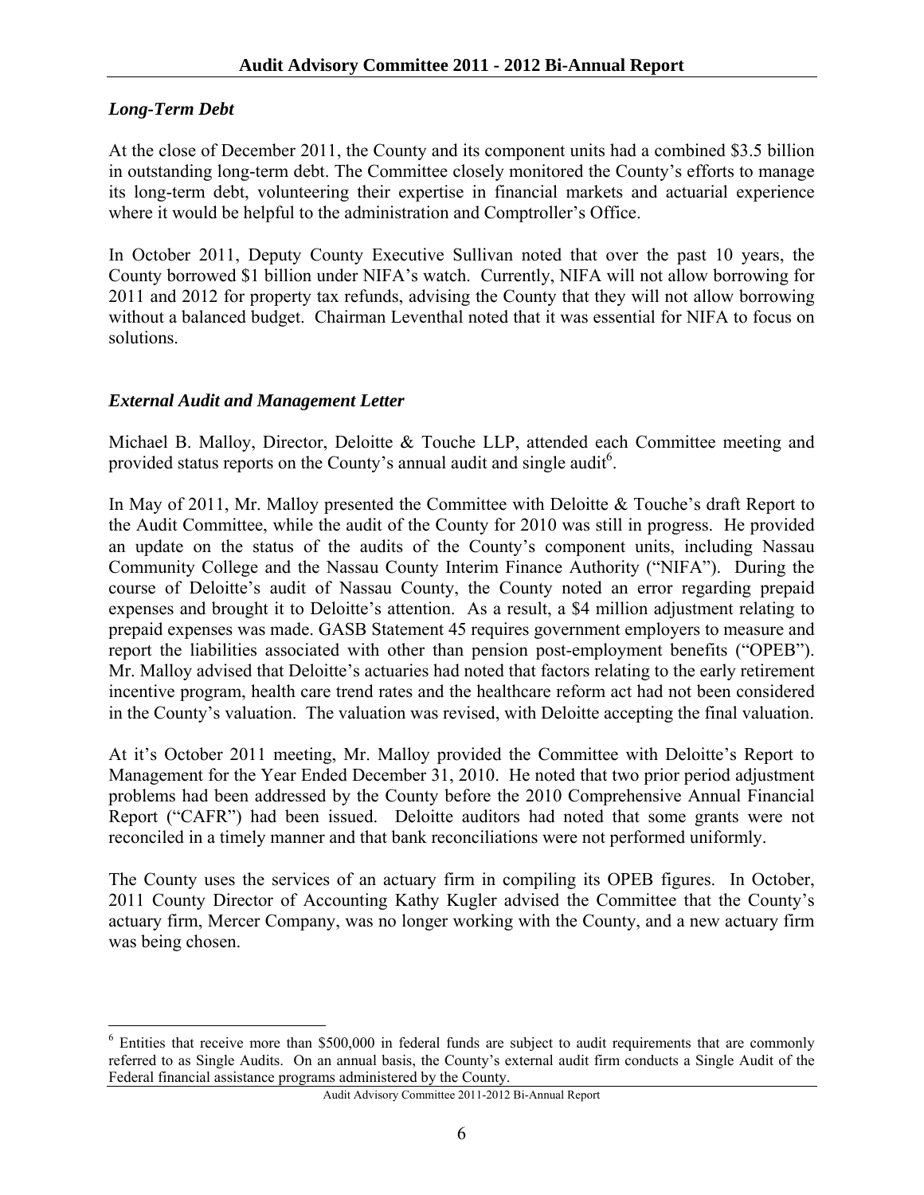### *Long-Term Debt*

At the close of December 2011, the County and its component units had a combined $3.5 billion in outstanding long-term debt. The Committee closely monitored the County's efforts to manage its long-term debt, volunteering their expertise in financial markets and actuarial experience where it would be helpful to the administration and Comptroller's Office.

In October 2011, Deputy County Executive Sullivan noted that over the past 10 years, the County borrowed $1 billion under NIFA's watch. Currently, NIFA will not allow borrowing for 2011 and 2012 for property tax refunds, advising the County that they will not allow borrowing without a balanced budget. Chairman Leventhal noted that it was essential for NIFA to focus on solutions.

### *External Audit and Management Letter*

Michael B. Malloy, Director, Deloitte & Touche LLP, attended each Committee meeting and provided status reports on the County's annual audit and single audit[6].

In May of 2011, Mr. Malloy presented the Committee with Deloitte & Touche's draft Report to the Audit Committee, while the audit of the County for 2010 was still in progress. He provided an update on the status of the audits of the County's component units, including Nassau Community College and the Nassau County Interim Finance Authority ("NIFA"). During the course of Deloitte's audit of Nassau County, the County noted an error regarding prepaid expenses and brought it to Deloitte's attention. As a result, a $4 million adjustment relating to prepaid expenses was made. GASB Statement 45 requires government employers to measure and report the liabilities associated with other than pension post-employment benefits ("OPEB"). Mr. Malloy advised that Deloitte's actuaries had noted that factors relating to the early retirement incentive program, health care trend rates and the healthcare reform act had not been considered in the County's valuation. The valuation was revised, with Deloitte accepting the final valuation.

At it's October 2011 meeting, Mr. Malloy provided the Committee with Deloitte's Report to Management for the Year Ended December 31, 2010. He noted that two prior period adjustment problems had been addressed by the County before the 2010 Comprehensive Annual Financial Report ("CAFR") had been issued. Deloitte auditors had noted that some grants were not reconciled in a timely manner and that bank reconciliations were not performed uniformly.

The County uses the services of an actuary firm in compiling its OPEB figures. In October, 2011 County Director of Accounting Kathy Kugler advised the Committee that the County's actuary firm, Mercer Company, was no longer working with the County, and a new actuary firm was being chosen.

---

[6] Entities that receive more than $500,000 in federal funds are subject to audit requirements that are commonly referred to as Single Audits. On an annual basis, the County's external audit firm conducts a Single Audit of the Federal financial assistance programs administered by the County.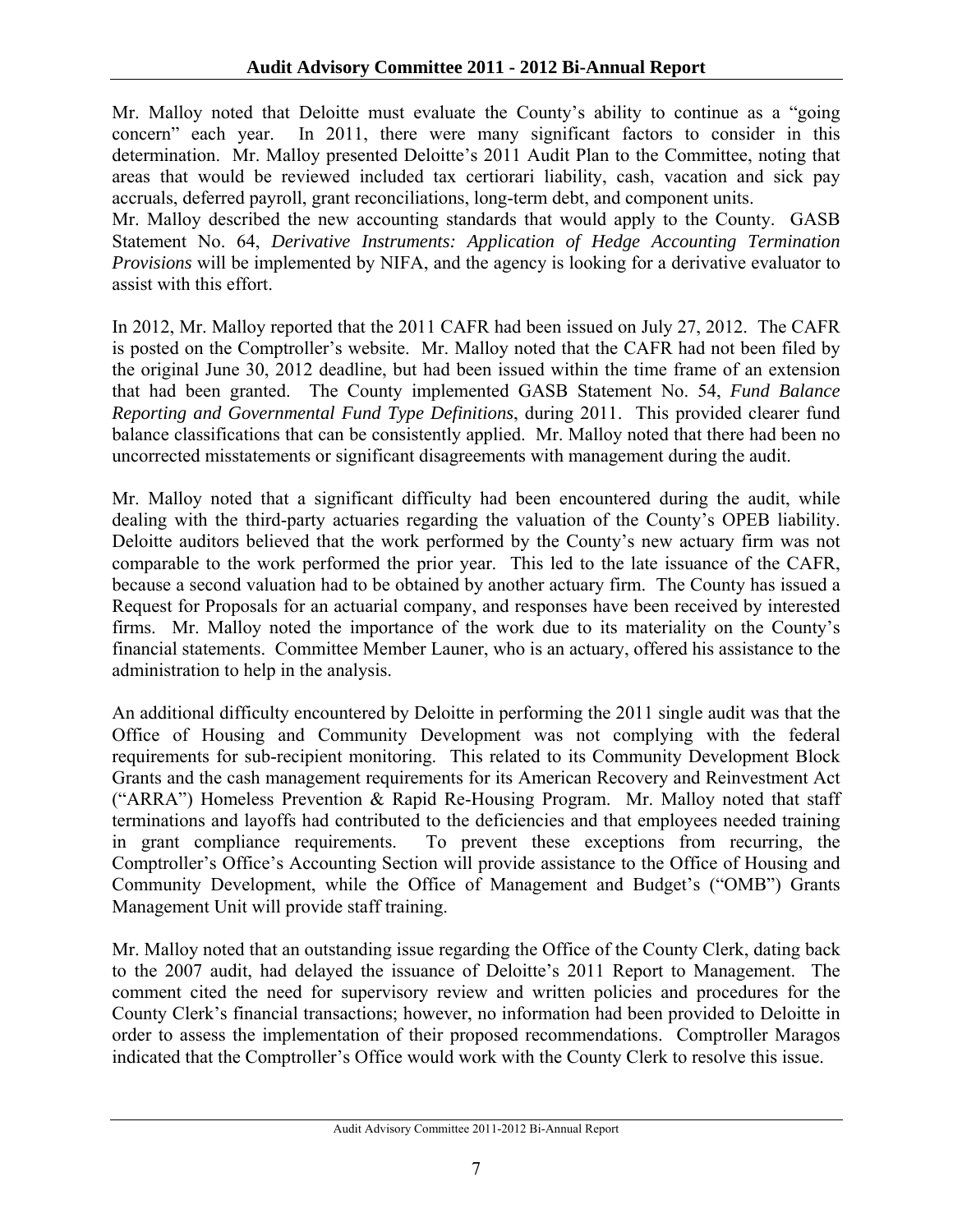Mr. Malloy noted that Deloitte must evaluate the County's ability to continue as a "going concern" each year. In 2011, there were many significant factors to consider in this determination. Mr. Malloy presented Deloitte's 2011 Audit Plan to the Committee, noting that areas that would be reviewed included tax certiorari liability, cash, vacation and sick pay accruals, deferred payroll, grant reconciliations, long-term debt, and component units.

Mr. Malloy described the new accounting standards that would apply to the County. GASB Statement No. 64, *Derivative Instruments: Application of Hedge Accounting Termination Provisions* will be implemented by NIFA, and the agency is looking for a derivative evaluator to assist with this effort.

In 2012, Mr. Malloy reported that the 2011 CAFR had been issued on July 27, 2012. The CAFR is posted on the Comptroller's website. Mr. Malloy noted that the CAFR had not been filed by the original June 30, 2012 deadline, but had been issued within the time frame of an extension that had been granted. The County implemented GASB Statement No. 54, *Fund Balance Reporting and Governmental Fund Type Definitions*, during 2011. This provided clearer fund balance classifications that can be consistently applied. Mr. Malloy noted that there had been no uncorrected misstatements or significant disagreements with management during the audit.

Mr. Malloy noted that a significant difficulty had been encountered during the audit, while dealing with the third-party actuaries regarding the valuation of the County's OPEB liability. Deloitte auditors believed that the work performed by the County's new actuary firm was not comparable to the work performed the prior year. This led to the late issuance of the CAFR, because a second valuation had to be obtained by another actuary firm. The County has issued a Request for Proposals for an actuarial company, and responses have been received by interested firms. Mr. Malloy noted the importance of the work due to its materiality on the County's financial statements. Committee Member Launer, who is an actuary, offered his assistance to the administration to help in the analysis.

An additional difficulty encountered by Deloitte in performing the 2011 single audit was that the Office of Housing and Community Development was not complying with the federal requirements for sub-recipient monitoring. This related to its Community Development Block Grants and the cash management requirements for its American Recovery and Reinvestment Act ("ARRA") Homeless Prevention & Rapid Re-Housing Program. Mr. Malloy noted that staff terminations and layoffs had contributed to the deficiencies and that employees needed training in grant compliance requirements. To prevent these exceptions from recurring, the Comptroller's Office's Accounting Section will provide assistance to the Office of Housing and Community Development, while the Office of Management and Budget's ("OMB") Grants Management Unit will provide staff training.

Mr. Malloy noted that an outstanding issue regarding the Office of the County Clerk, dating back to the 2007 audit, had delayed the issuance of Deloitte's 2011 Report to Management. The comment cited the need for supervisory review and written policies and procedures for the County Clerk's financial transactions; however, no information had been provided to Deloitte in order to assess the implementation of their proposed recommendations. Comptroller Maragos indicated that the Comptroller's Office would work with the County Clerk to resolve this issue.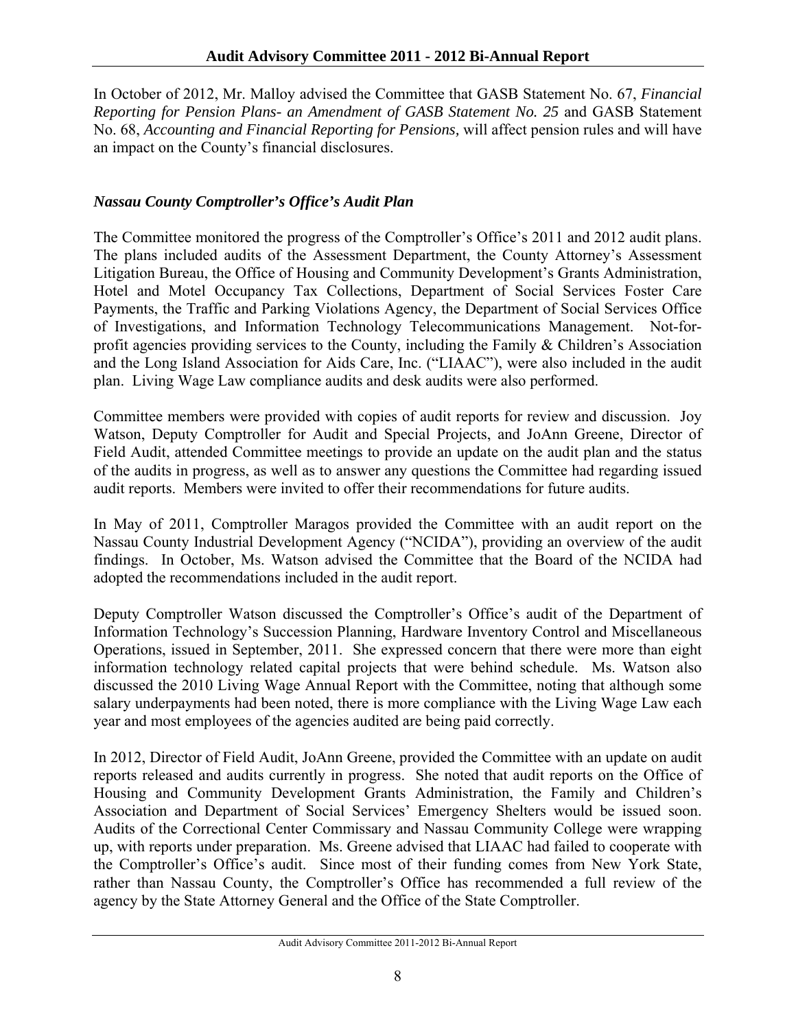In October of 2012, Mr. Malloy advised the Committee that GASB Statement No. 67, *Financial Reporting for Pension Plans- an Amendment of GASB Statement No. 25* and GASB Statement No. 68, *Accounting and Financial Reporting for Pensions,* will affect pension rules and will have an impact on the County's financial disclosures.

### *Nassau County Comptroller's Office's Audit Plan*

The Committee monitored the progress of the Comptroller's Office's 2011 and 2012 audit plans. The plans included audits of the Assessment Department, the County Attorney's Assessment Litigation Bureau, the Office of Housing and Community Development's Grants Administration, Hotel and Motel Occupancy Tax Collections, Department of Social Services Foster Care Payments, the Traffic and Parking Violations Agency, the Department of Social Services Office of Investigations, and Information Technology Telecommunications Management. Not-for-profit agencies providing services to the County, including the Family & Children's Association and the Long Island Association for Aids Care, Inc. ("LIAAC"), were also included in the audit plan. Living Wage Law compliance audits and desk audits were also performed.

Committee members were provided with copies of audit reports for review and discussion. Joy Watson, Deputy Comptroller for Audit and Special Projects, and JoAnn Greene, Director of Field Audit, attended Committee meetings to provide an update on the audit plan and the status of the audits in progress, as well as to answer any questions the Committee had regarding issued audit reports. Members were invited to offer their recommendations for future audits.

In May of 2011, Comptroller Maragos provided the Committee with an audit report on the Nassau County Industrial Development Agency ("NCIDA"), providing an overview of the audit findings. In October, Ms. Watson advised the Committee that the Board of the NCIDA had adopted the recommendations included in the audit report.

Deputy Comptroller Watson discussed the Comptroller's Office's audit of the Department of Information Technology's Succession Planning, Hardware Inventory Control and Miscellaneous Operations, issued in September, 2011. She expressed concern that there were more than eight information technology related capital projects that were behind schedule. Ms. Watson also discussed the 2010 Living Wage Annual Report with the Committee, noting that although some salary underpayments had been noted, there is more compliance with the Living Wage Law each year and most employees of the agencies audited are being paid correctly.

In 2012, Director of Field Audit, JoAnn Greene, provided the Committee with an update on audit reports released and audits currently in progress. She noted that audit reports on the Office of Housing and Community Development Grants Administration, the Family and Children's Association and Department of Social Services' Emergency Shelters would be issued soon. Audits of the Correctional Center Commissary and Nassau Community College were wrapping up, with reports under preparation. Ms. Greene advised that LIAAC had failed to cooperate with the Comptroller's Office's audit. Since most of their funding comes from New York State, rather than Nassau County, the Comptroller's Office has recommended a full review of the agency by the State Attorney General and the Office of the State Comptroller.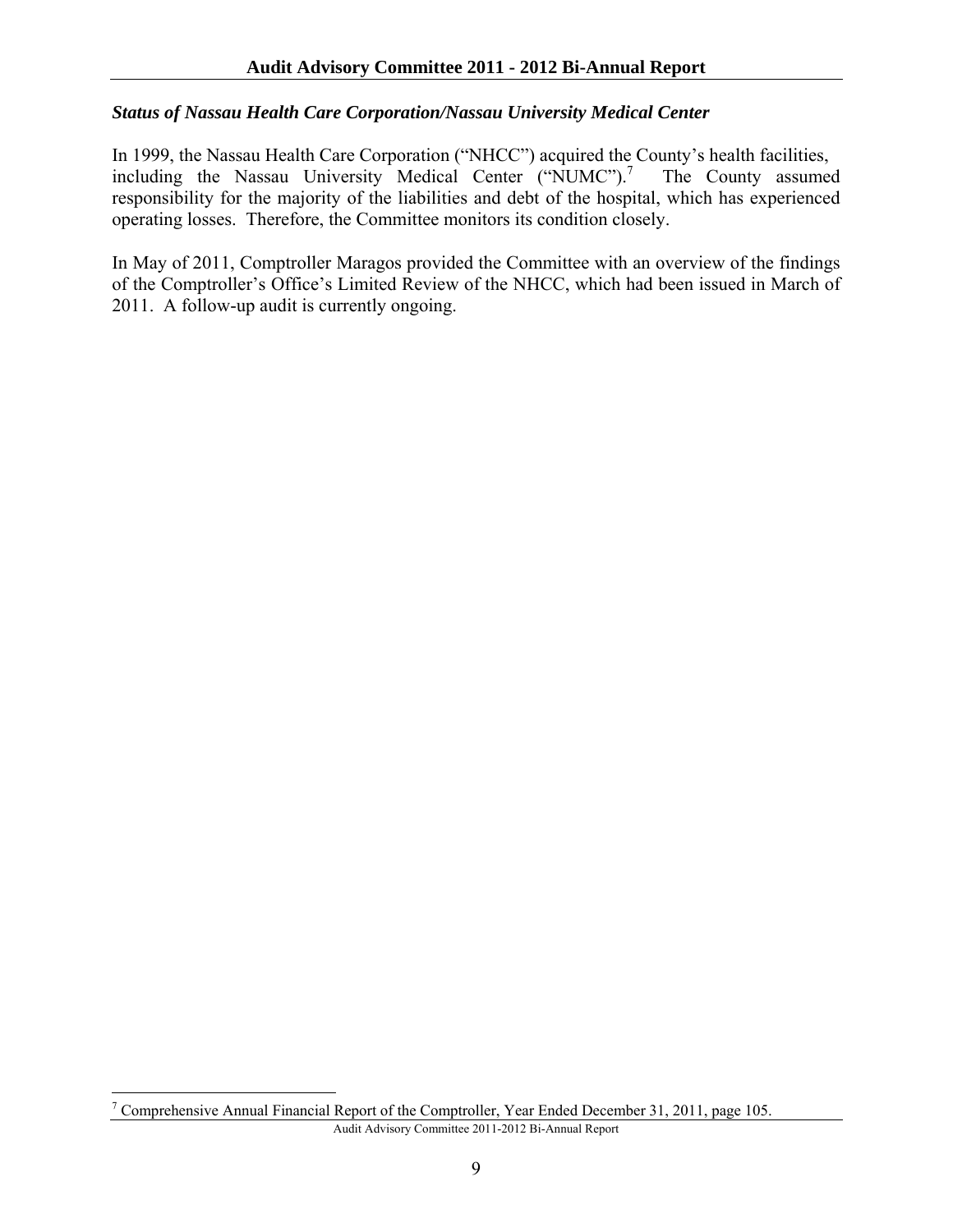### *Status of Nassau Health Care Corporation/Nassau University Medical Center*

In 1999, the Nassau Health Care Corporation ("NHCC") acquired the County's health facilities, including the Nassau University Medical Center ("NUMC").[7] The County assumed responsibility for the majority of the liabilities and debt of the hospital, which has experienced operating losses. Therefore, the Committee monitors its condition closely.

In May of 2011, Comptroller Maragos provided the Committee with an overview of the findings of the Comptroller's Office's Limited Review of the NHCC, which had been issued in March of 2011. A follow-up audit is currently ongoing.

[7] Comprehensive Annual Financial Report of the Comptroller, Year Ended December 31, 2011, page 105.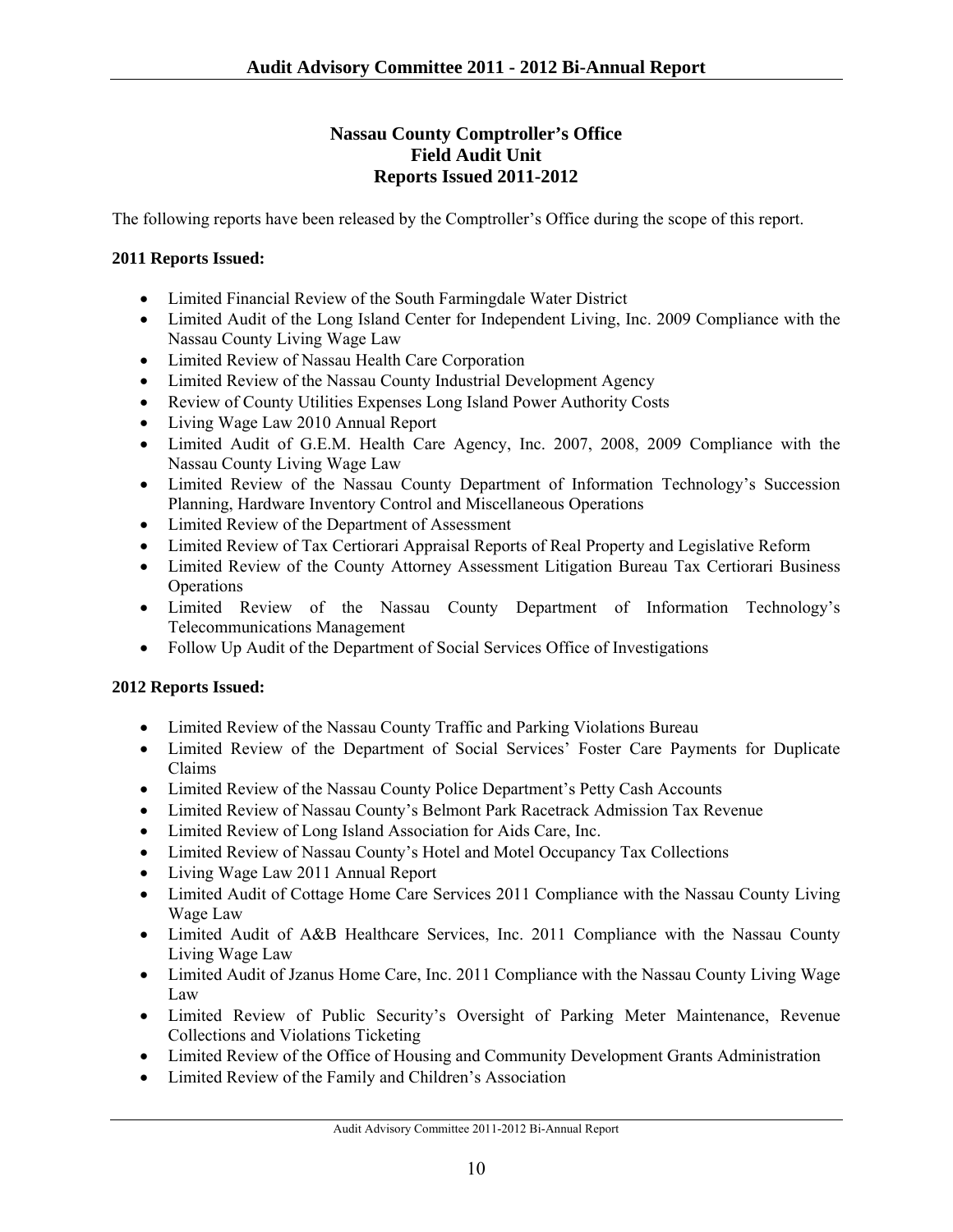## Nassau County Comptroller's Office
## Field Audit Unit
## Reports Issued 2011-2012

The following reports have been released by the Comptroller's Office during the scope of this report.

**2011 Reports Issued:**

- Limited Financial Review of the South Farmingdale Water District
- Limited Audit of the Long Island Center for Independent Living, Inc. 2009 Compliance with the Nassau County Living Wage Law
- Limited Review of Nassau Health Care Corporation
- Limited Review of the Nassau County Industrial Development Agency
- Review of County Utilities Expenses Long Island Power Authority Costs
- Living Wage Law 2010 Annual Report
- Limited Audit of G.E.M. Health Care Agency, Inc. 2007, 2008, 2009 Compliance with the Nassau County Living Wage Law
- Limited Review of the Nassau County Department of Information Technology's Succession Planning, Hardware Inventory Control and Miscellaneous Operations
- Limited Review of the Department of Assessment
- Limited Review of Tax Certiorari Appraisal Reports of Real Property and Legislative Reform
- Limited Review of the County Attorney Assessment Litigation Bureau Tax Certiorari Business Operations
- Limited Review of the Nassau County Department of Information Technology's Telecommunications Management
- Follow Up Audit of the Department of Social Services Office of Investigations

**2012 Reports Issued:**

- Limited Review of the Nassau County Traffic and Parking Violations Bureau
- Limited Review of the Department of Social Services' Foster Care Payments for Duplicate Claims
- Limited Review of the Nassau County Police Department's Petty Cash Accounts
- Limited Review of Nassau County's Belmont Park Racetrack Admission Tax Revenue
- Limited Review of Long Island Association for Aids Care, Inc.
- Limited Review of Nassau County's Hotel and Motel Occupancy Tax Collections
- Living Wage Law 2011 Annual Report
- Limited Audit of Cottage Home Care Services 2011 Compliance with the Nassau County Living Wage Law
- Limited Audit of A&B Healthcare Services, Inc. 2011 Compliance with the Nassau County Living Wage Law
- Limited Audit of Jzanus Home Care, Inc. 2011 Compliance with the Nassau County Living Wage Law
- Limited Review of Public Security's Oversight of Parking Meter Maintenance, Revenue Collections and Violations Ticketing
- Limited Review of the Office of Housing and Community Development Grants Administration
- Limited Review of the Family and Children's Association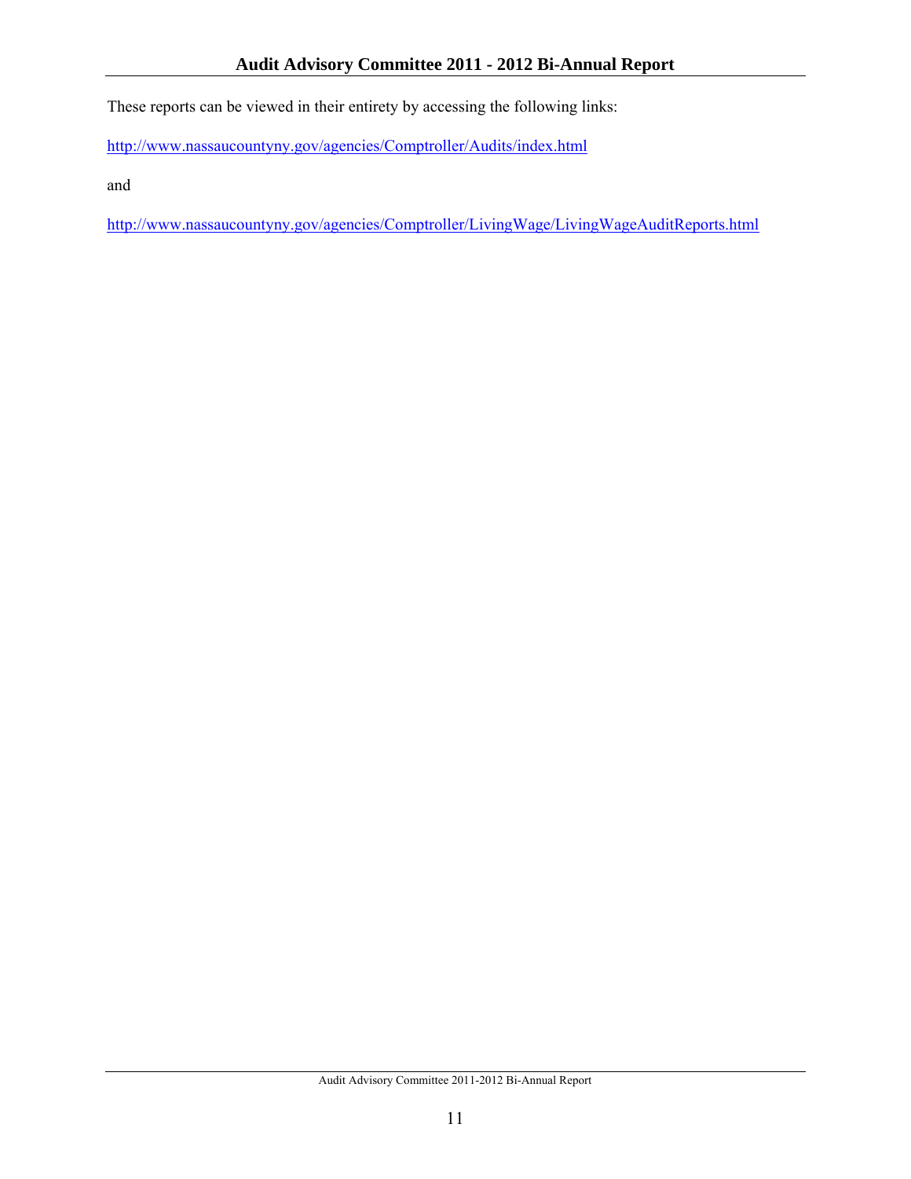These reports can be viewed in their entirety by accessing the following links:

http://www.nassaucountyny.gov/agencies/Comptroller/Audits/index.html

and

http://www.nassaucountyny.gov/agencies/Comptroller/LivingWage/LivingWageAuditReports.html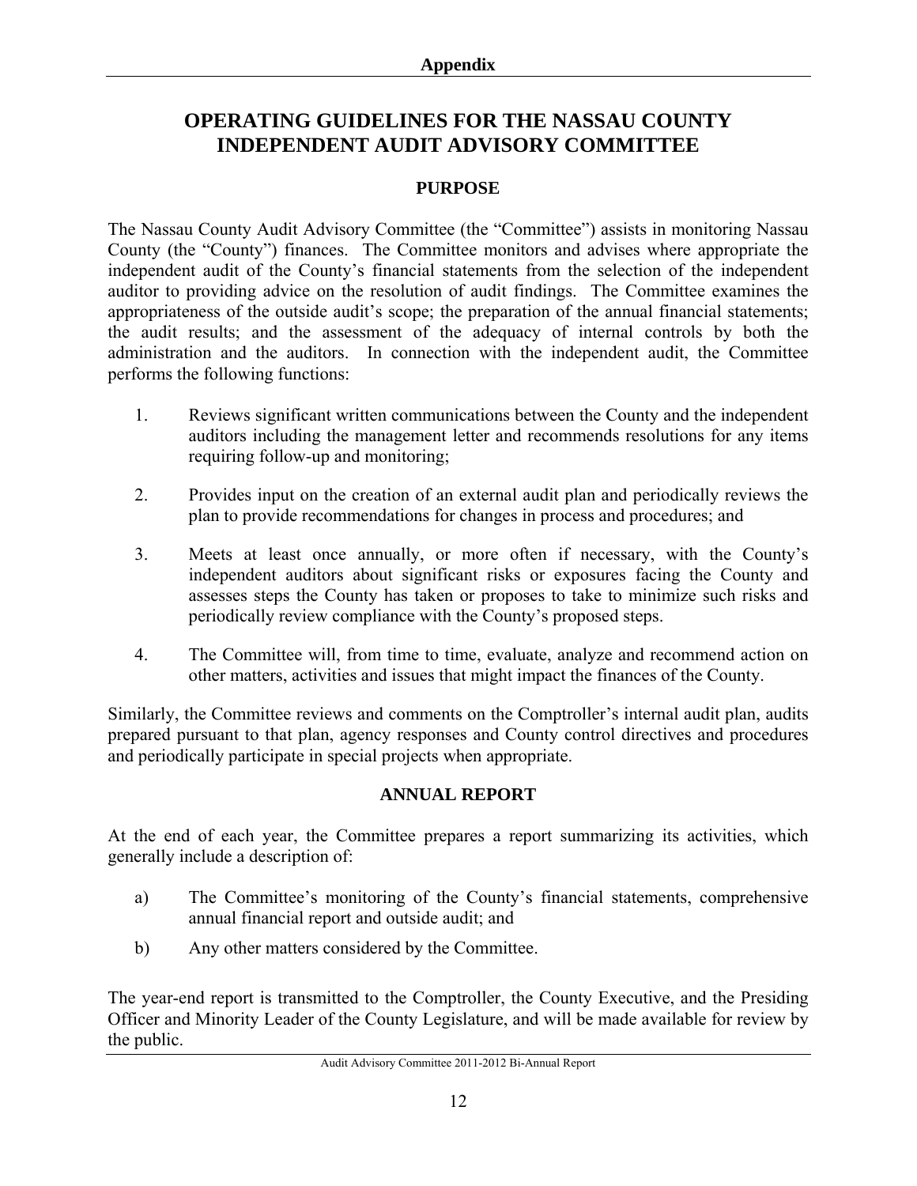# OPERATING GUIDELINES FOR THE NASSAU COUNTY INDEPENDENT AUDIT ADVISORY COMMITTEE

## PURPOSE

The Nassau County Audit Advisory Committee (the "Committee") assists in monitoring Nassau County (the "County") finances. The Committee monitors and advises where appropriate the independent audit of the County's financial statements from the selection of the independent auditor to providing advice on the resolution of audit findings. The Committee examines the appropriateness of the outside audit's scope; the preparation of the annual financial statements; the audit results; and the assessment of the adequacy of internal controls by both the administration and the auditors. In connection with the independent audit, the Committee performs the following functions:

1. Reviews significant written communications between the County and the independent auditors including the management letter and recommends resolutions for any items requiring follow-up and monitoring;

2. Provides input on the creation of an external audit plan and periodically reviews the plan to provide recommendations for changes in process and procedures; and

3. Meets at least once annually, or more often if necessary, with the County's independent auditors about significant risks or exposures facing the County and assesses steps the County has taken or proposes to take to minimize such risks and periodically review compliance with the County's proposed steps.

4. The Committee will, from time to time, evaluate, analyze and recommend action on other matters, activities and issues that might impact the finances of the County.

Similarly, the Committee reviews and comments on the Comptroller's internal audit plan, audits prepared pursuant to that plan, agency responses and County control directives and procedures and periodically participate in special projects when appropriate.

## ANNUAL REPORT

At the end of each year, the Committee prepares a report summarizing its activities, which generally include a description of:

a) The Committee's monitoring of the County's financial statements, comprehensive annual financial report and outside audit; and

b) Any other matters considered by the Committee.

The year-end report is transmitted to the Comptroller, the County Executive, and the Presiding Officer and Minority Leader of the County Legislature, and will be made available for review by the public.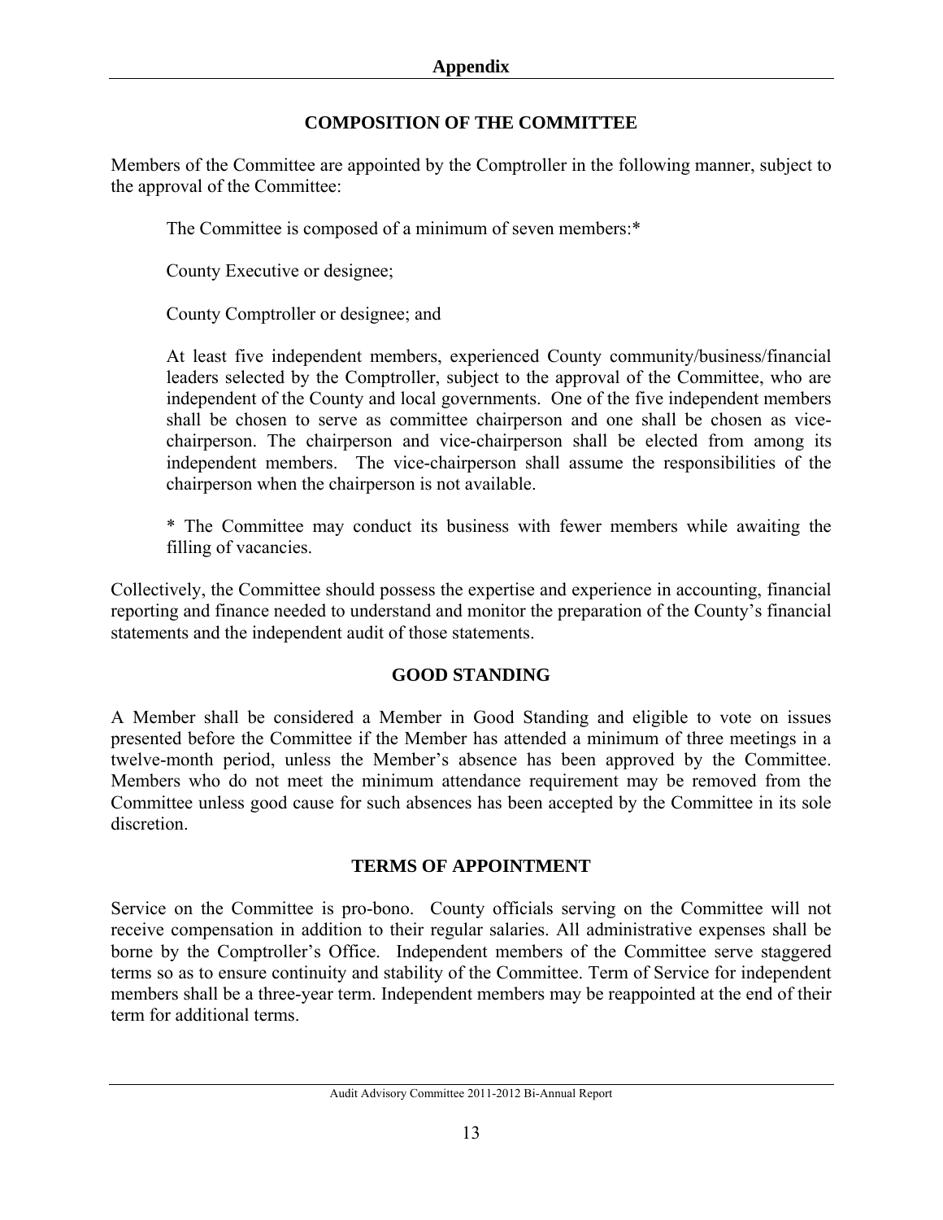## COMPOSITION OF THE COMMITTEE

Members of the Committee are appointed by the Comptroller in the following manner, subject to the approval of the Committee:

> The Committee is composed of a minimum of seven members:*
>
> County Executive or designee;
>
> County Comptroller or designee; and
>
> At least five independent members, experienced County community/business/financial leaders selected by the Comptroller, subject to the approval of the Committee, who are independent of the County and local governments. One of the five independent members shall be chosen to serve as committee chairperson and one shall be chosen as vice-chairperson. The chairperson and vice-chairperson shall be elected from among its independent members. The vice-chairperson shall assume the responsibilities of the chairperson when the chairperson is not available.
>
> * The Committee may conduct its business with fewer members while awaiting the filling of vacancies.

Collectively, the Committee should possess the expertise and experience in accounting, financial reporting and finance needed to understand and monitor the preparation of the County's financial statements and the independent audit of those statements.

## GOOD STANDING

A Member shall be considered a Member in Good Standing and eligible to vote on issues presented before the Committee if the Member has attended a minimum of three meetings in a twelve-month period, unless the Member's absence has been approved by the Committee. Members who do not meet the minimum attendance requirement may be removed from the Committee unless good cause for such absences has been accepted by the Committee in its sole discretion.

## TERMS OF APPOINTMENT

Service on the Committee is pro-bono. County officials serving on the Committee will not receive compensation in addition to their regular salaries. All administrative expenses shall be borne by the Comptroller's Office. Independent members of the Committee serve staggered terms so as to ensure continuity and stability of the Committee. Term of Service for independent members shall be a three-year term. Independent members may be reappointed at the end of their term for additional terms.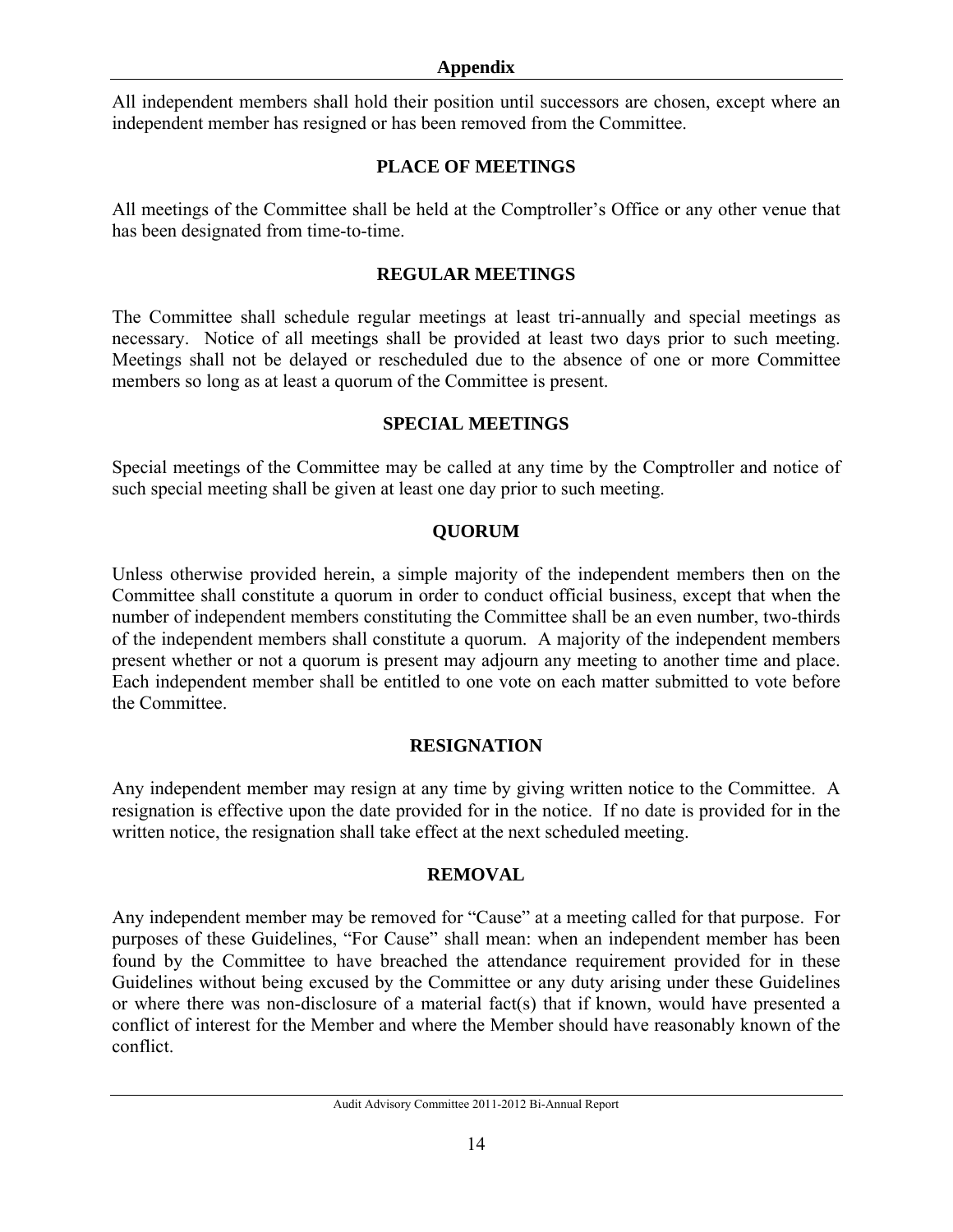All independent members shall hold their position until successors are chosen, except where an independent member has resigned or has been removed from the Committee.

## PLACE OF MEETINGS

All meetings of the Committee shall be held at the Comptroller's Office or any other venue that has been designated from time-to-time.

## REGULAR MEETINGS

The Committee shall schedule regular meetings at least tri-annually and special meetings as necessary. Notice of all meetings shall be provided at least two days prior to such meeting. Meetings shall not be delayed or rescheduled due to the absence of one or more Committee members so long as at least a quorum of the Committee is present.

## SPECIAL MEETINGS

Special meetings of the Committee may be called at any time by the Comptroller and notice of such special meeting shall be given at least one day prior to such meeting.

## QUORUM

Unless otherwise provided herein, a simple majority of the independent members then on the Committee shall constitute a quorum in order to conduct official business, except that when the number of independent members constituting the Committee shall be an even number, two-thirds of the independent members shall constitute a quorum. A majority of the independent members present whether or not a quorum is present may adjourn any meeting to another time and place. Each independent member shall be entitled to one vote on each matter submitted to vote before the Committee.

## RESIGNATION

Any independent member may resign at any time by giving written notice to the Committee. A resignation is effective upon the date provided for in the notice. If no date is provided for in the written notice, the resignation shall take effect at the next scheduled meeting.

## REMOVAL

Any independent member may be removed for "Cause" at a meeting called for that purpose. For purposes of these Guidelines, "For Cause" shall mean: when an independent member has been found by the Committee to have breached the attendance requirement provided for in these Guidelines without being excused by the Committee or any duty arising under these Guidelines or where there was non-disclosure of a material fact(s) that if known, would have presented a conflict of interest for the Member and where the Member should have reasonably known of the conflict.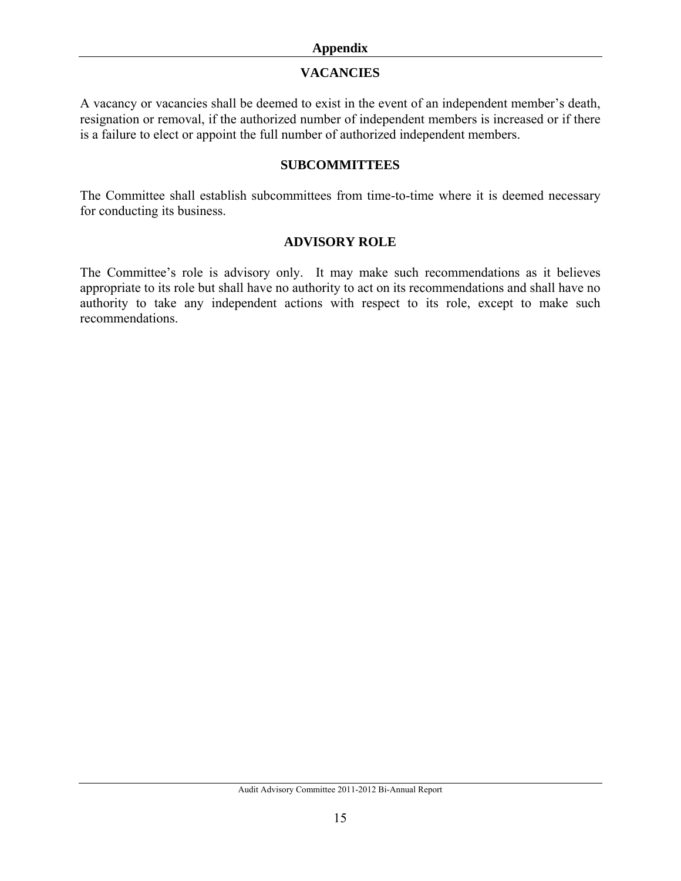## VACANCIES

A vacancy or vacancies shall be deemed to exist in the event of an independent member's death, resignation or removal, if the authorized number of independent members is increased or if there is a failure to elect or appoint the full number of authorized independent members.

## SUBCOMMITTEES

The Committee shall establish subcommittees from time-to-time where it is deemed necessary for conducting its business.

## ADVISORY ROLE

The Committee's role is advisory only. It may make such recommendations as it believes appropriate to its role but shall have no authority to act on its recommendations and shall have no authority to take any independent actions with respect to its role, except to make such recommendations.